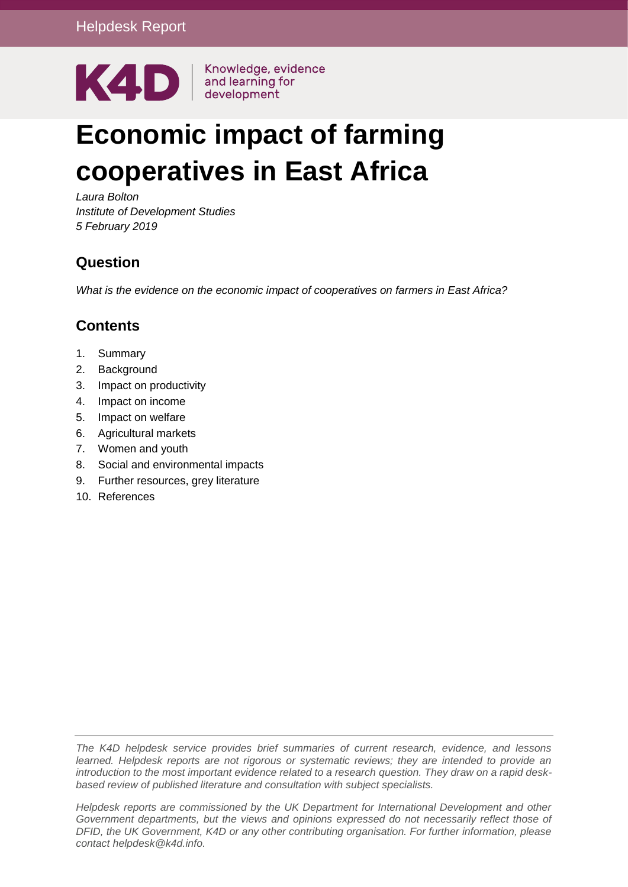Helpdesk Report

K4D | Knowledge, evidence and learning for development

# Economic impact of farming cooperatives in East Africa

*Laura Bolton*
*Institute of Development Studies*
*5 February 2019*

## Question

*What is the evidence on the economic impact of cooperatives on farmers in East Africa?*

## Contents

1. Summary
2. Background
3. Impact on productivity
4. Impact on income
5. Impact on welfare
6. Agricultural markets
7. Women and youth
8. Social and environmental impacts
9. Further resources, grey literature
10. References

*The K4D helpdesk service provides brief summaries of current research, evidence, and lessons learned. Helpdesk reports are not rigorous or systematic reviews; they are intended to provide an introduction to the most important evidence related to a research question. They draw on a rapid desk-based review of published literature and consultation with subject specialists.*

*Helpdesk reports are commissioned by the UK Department for International Development and other Government departments, but the views and opinions expressed do not necessarily reflect those of DFID, the UK Government, K4D or any other contributing organisation. For further information, please contact helpdesk@k4d.info.*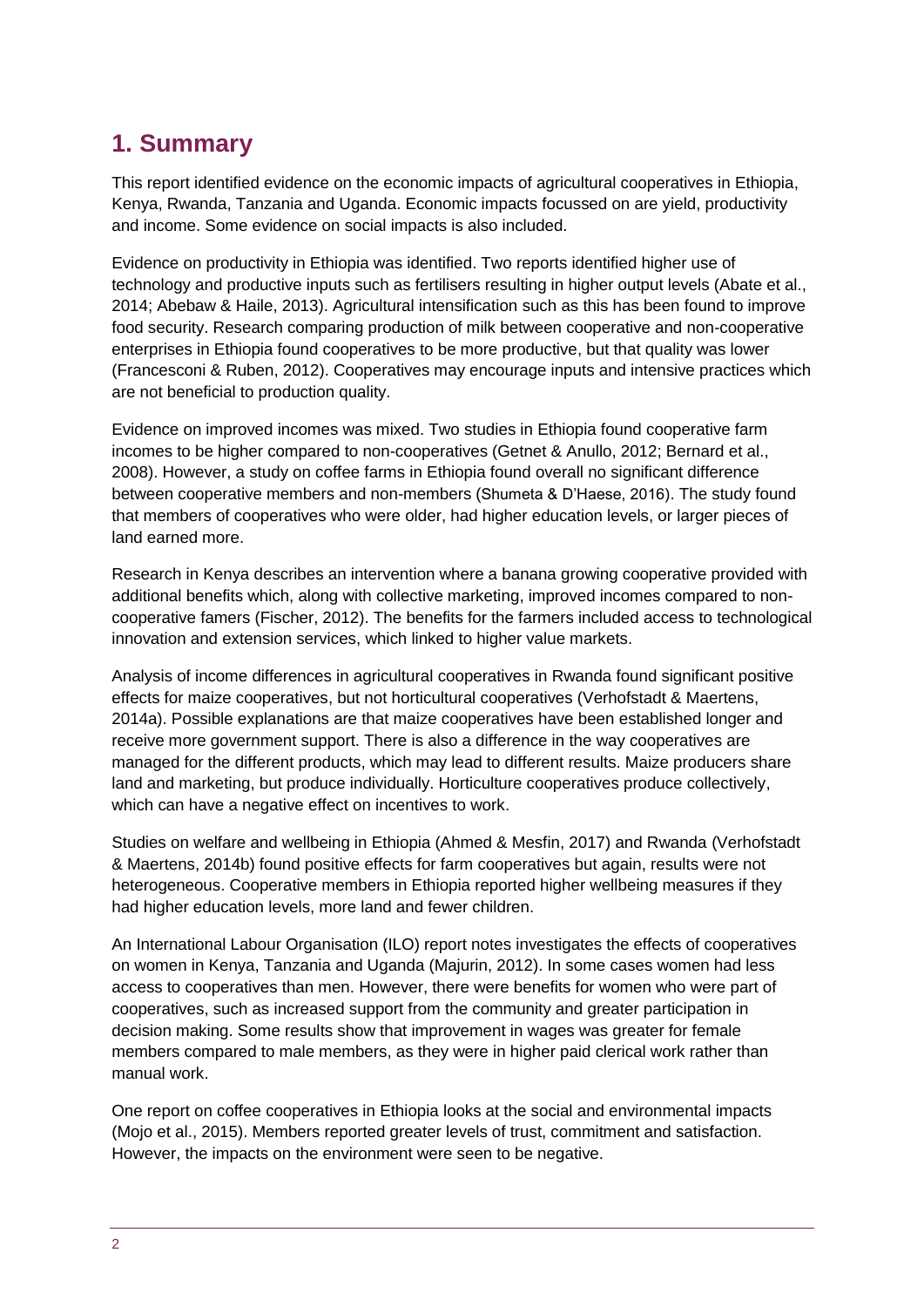# 1. Summary

This report identified evidence on the economic impacts of agricultural cooperatives in Ethiopia, Kenya, Rwanda, Tanzania and Uganda. Economic impacts focussed on are yield, productivity and income. Some evidence on social impacts is also included.

Evidence on productivity in Ethiopia was identified. Two reports identified higher use of technology and productive inputs such as fertilisers resulting in higher output levels (Abate et al., 2014; Abebaw & Haile, 2013). Agricultural intensification such as this has been found to improve food security. Research comparing production of milk between cooperative and non-cooperative enterprises in Ethiopia found cooperatives to be more productive, but that quality was lower (Francesconi & Ruben, 2012). Cooperatives may encourage inputs and intensive practices which are not beneficial to production quality.

Evidence on improved incomes was mixed. Two studies in Ethiopia found cooperative farm incomes to be higher compared to non-cooperatives (Getnet & Anullo, 2012; Bernard et al., 2008). However, a study on coffee farms in Ethiopia found overall no significant difference between cooperative members and non-members (Shumeta & D'Haese, 2016). The study found that members of cooperatives who were older, had higher education levels, or larger pieces of land earned more.

Research in Kenya describes an intervention where a banana growing cooperative provided with additional benefits which, along with collective marketing, improved incomes compared to non-cooperative famers (Fischer, 2012). The benefits for the farmers included access to technological innovation and extension services, which linked to higher value markets.

Analysis of income differences in agricultural cooperatives in Rwanda found significant positive effects for maize cooperatives, but not horticultural cooperatives (Verhofstadt & Maertens, 2014a). Possible explanations are that maize cooperatives have been established longer and receive more government support. There is also a difference in the way cooperatives are managed for the different products, which may lead to different results. Maize producers share land and marketing, but produce individually. Horticulture cooperatives produce collectively, which can have a negative effect on incentives to work.

Studies on welfare and wellbeing in Ethiopia (Ahmed & Mesfin, 2017) and Rwanda (Verhofstadt & Maertens, 2014b) found positive effects for farm cooperatives but again, results were not heterogeneous. Cooperative members in Ethiopia reported higher wellbeing measures if they had higher education levels, more land and fewer children.

An International Labour Organisation (ILO) report notes investigates the effects of cooperatives on women in Kenya, Tanzania and Uganda (Majurin, 2012). In some cases women had less access to cooperatives than men. However, there were benefits for women who were part of cooperatives, such as increased support from the community and greater participation in decision making. Some results show that improvement in wages was greater for female members compared to male members, as they were in higher paid clerical work rather than manual work.

One report on coffee cooperatives in Ethiopia looks at the social and environmental impacts (Mojo et al., 2015). Members reported greater levels of trust, commitment and satisfaction. However, the impacts on the environment were seen to be negative.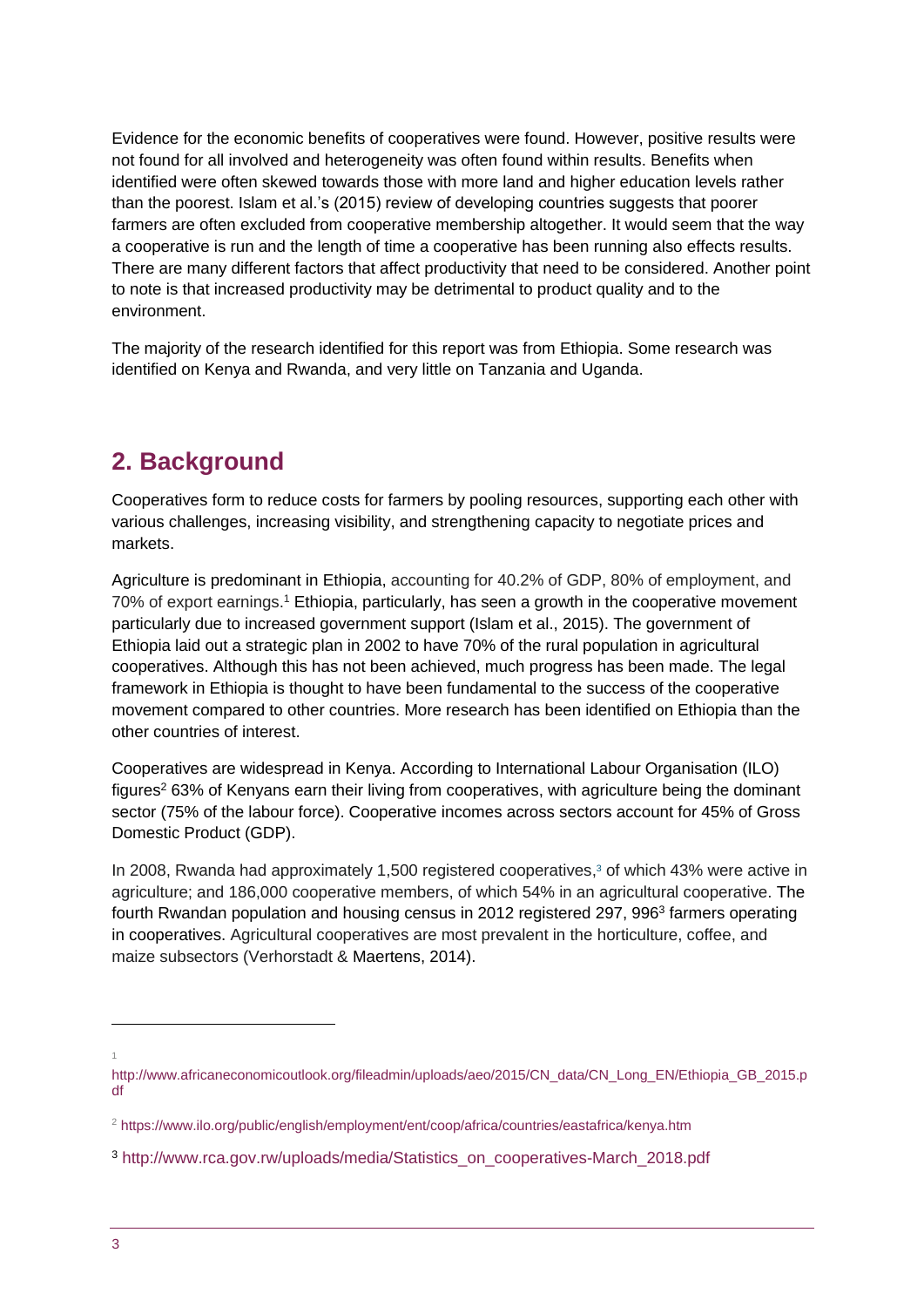Evidence for the economic benefits of cooperatives were found. However, positive results were not found for all involved and heterogeneity was often found within results. Benefits when identified were often skewed towards those with more land and higher education levels rather than the poorest. Islam et al.'s (2015) review of developing countries suggests that poorer farmers are often excluded from cooperative membership altogether. It would seem that the way a cooperative is run and the length of time a cooperative has been running also effects results. There are many different factors that affect productivity that need to be considered. Another point to note is that increased productivity may be detrimental to product quality and to the environment.

The majority of the research identified for this report was from Ethiopia. Some research was identified on Kenya and Rwanda, and very little on Tanzania and Uganda.

## 2. Background

Cooperatives form to reduce costs for farmers by pooling resources, supporting each other with various challenges, increasing visibility, and strengthening capacity to negotiate prices and markets.

Agriculture is predominant in Ethiopia, accounting for 40.2% of GDP, 80% of employment, and 70% of export earnings.[1] Ethiopia, particularly, has seen a growth in the cooperative movement particularly due to increased government support (Islam et al., 2015). The government of Ethiopia laid out a strategic plan in 2002 to have 70% of the rural population in agricultural cooperatives. Although this has not been achieved, much progress has been made. The legal framework in Ethiopia is thought to have been fundamental to the success of the cooperative movement compared to other countries. More research has been identified on Ethiopia than the other countries of interest.

Cooperatives are widespread in Kenya. According to International Labour Organisation (ILO) figures[2] 63% of Kenyans earn their living from cooperatives, with agriculture being the dominant sector (75% of the labour force). Cooperative incomes across sectors account for 45% of Gross Domestic Product (GDP).

In 2008, Rwanda had approximately 1,500 registered cooperatives,[3] of which 43% were active in agriculture; and 186,000 cooperative members, of which 54% in an agricultural cooperative. The fourth Rwandan population and housing census in 2012 registered 297, 996[3] farmers operating in cooperatives. Agricultural cooperatives are most prevalent in the horticulture, coffee, and maize subsectors (Verhorstadt & Maertens, 2014).

---

[1] http://www.africaneconomicoutlook.org/fileadmin/uploads/aeo/2015/CN_data/CN_Long_EN/Ethiopia_GB_2015.pdf

[2] https://www.ilo.org/public/english/employment/ent/coop/africa/countries/eastafrica/kenya.htm

[3] http://www.rca.gov.rw/uploads/media/Statistics_on_cooperatives-March_2018.pdf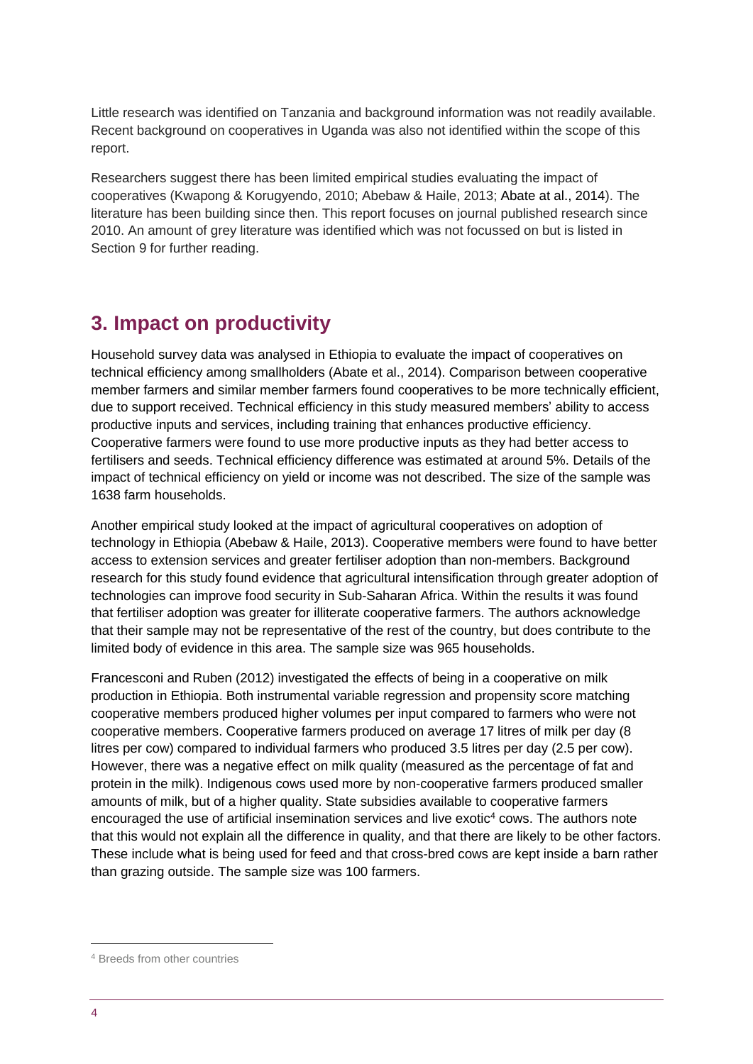Little research was identified on Tanzania and background information was not readily available. Recent background on cooperatives in Uganda was also not identified within the scope of this report.

Researchers suggest there has been limited empirical studies evaluating the impact of cooperatives (Kwapong & Korugyendo, 2010; Abebaw & Haile, 2013; Abate at al., 2014). The literature has been building since then. This report focuses on journal published research since 2010. An amount of grey literature was identified which was not focussed on but is listed in Section 9 for further reading.

## 3. Impact on productivity

Household survey data was analysed in Ethiopia to evaluate the impact of cooperatives on technical efficiency among smallholders (Abate et al., 2014). Comparison between cooperative member farmers and similar member farmers found cooperatives to be more technically efficient, due to support received. Technical efficiency in this study measured members' ability to access productive inputs and services, including training that enhances productive efficiency. Cooperative farmers were found to use more productive inputs as they had better access to fertilisers and seeds. Technical efficiency difference was estimated at around 5%. Details of the impact of technical efficiency on yield or income was not described. The size of the sample was 1638 farm households.

Another empirical study looked at the impact of agricultural cooperatives on adoption of technology in Ethiopia (Abebaw & Haile, 2013). Cooperative members were found to have better access to extension services and greater fertiliser adoption than non-members. Background research for this study found evidence that agricultural intensification through greater adoption of technologies can improve food security in Sub-Saharan Africa. Within the results it was found that fertiliser adoption was greater for illiterate cooperative farmers. The authors acknowledge that their sample may not be representative of the rest of the country, but does contribute to the limited body of evidence in this area. The sample size was 965 households.

Francesconi and Ruben (2012) investigated the effects of being in a cooperative on milk production in Ethiopia. Both instrumental variable regression and propensity score matching cooperative members produced higher volumes per input compared to farmers who were not cooperative members. Cooperative farmers produced on average 17 litres of milk per day (8 litres per cow) compared to individual farmers who produced 3.5 litres per day (2.5 per cow). However, there was a negative effect on milk quality (measured as the percentage of fat and protein in the milk). Indigenous cows used more by non-cooperative farmers produced smaller amounts of milk, but of a higher quality. State subsidies available to cooperative farmers encouraged the use of artificial insemination services and live exotic[4] cows. The authors note that this would not explain all the difference in quality, and that there are likely to be other factors. These include what is being used for feed and that cross-bred cows are kept inside a barn rather than grazing outside. The sample size was 100 farmers.

[4] Breeds from other countries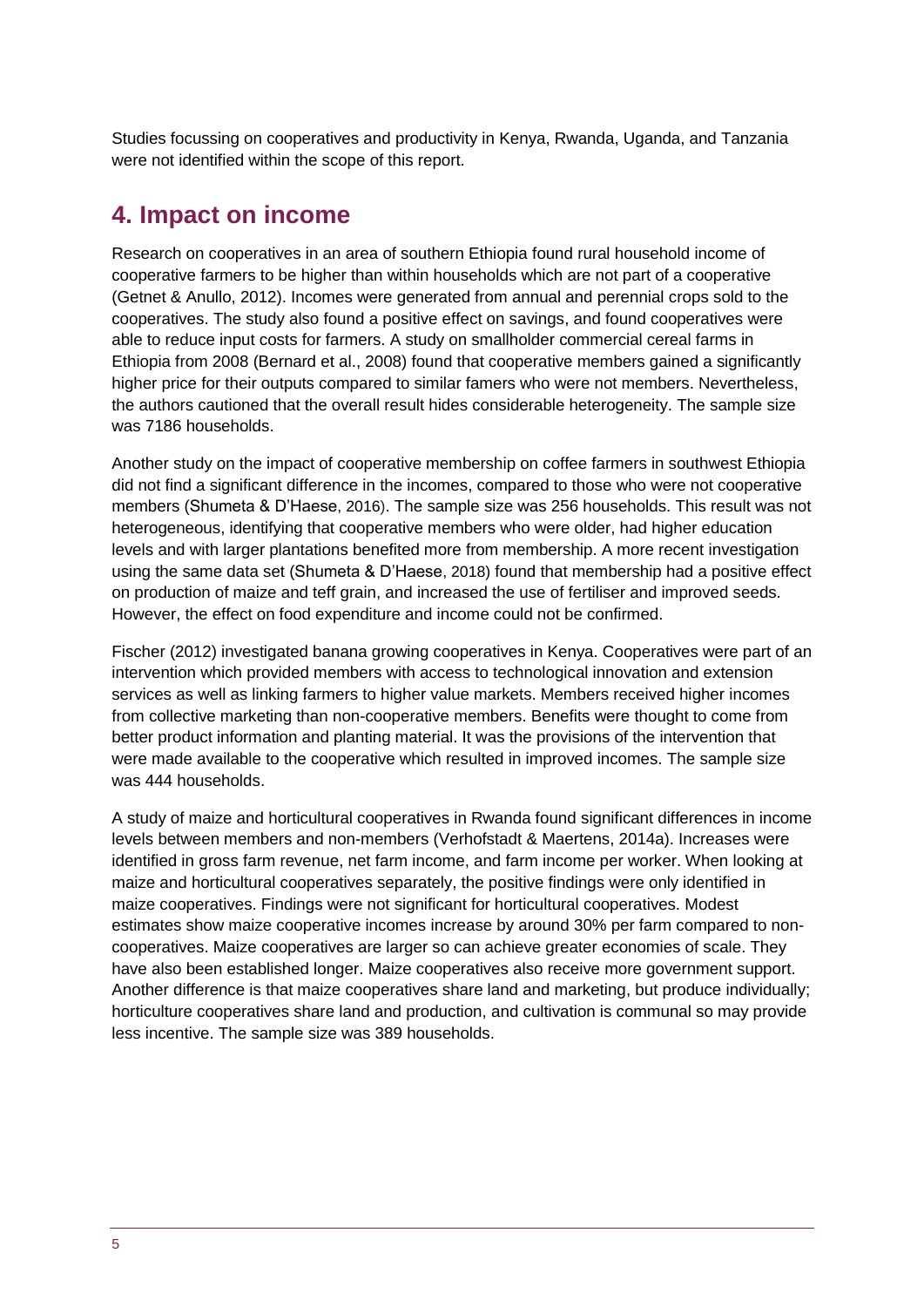Studies focussing on cooperatives and productivity in Kenya, Rwanda, Uganda, and Tanzania were not identified within the scope of this report.

## 4. Impact on income

Research on cooperatives in an area of southern Ethiopia found rural household income of cooperative farmers to be higher than within households which are not part of a cooperative (Getnet & Anullo, 2012). Incomes were generated from annual and perennial crops sold to the cooperatives. The study also found a positive effect on savings, and found cooperatives were able to reduce input costs for farmers. A study on smallholder commercial cereal farms in Ethiopia from 2008 (Bernard et al., 2008) found that cooperative members gained a significantly higher price for their outputs compared to similar famers who were not members. Nevertheless, the authors cautioned that the overall result hides considerable heterogeneity. The sample size was 7186 households.

Another study on the impact of cooperative membership on coffee farmers in southwest Ethiopia did not find a significant difference in the incomes, compared to those who were not cooperative members (Shumeta & D'Haese, 2016). The sample size was 256 households. This result was not heterogeneous, identifying that cooperative members who were older, had higher education levels and with larger plantations benefited more from membership. A more recent investigation using the same data set (Shumeta & D'Haese, 2018) found that membership had a positive effect on production of maize and teff grain, and increased the use of fertiliser and improved seeds. However, the effect on food expenditure and income could not be confirmed.

Fischer (2012) investigated banana growing cooperatives in Kenya. Cooperatives were part of an intervention which provided members with access to technological innovation and extension services as well as linking farmers to higher value markets. Members received higher incomes from collective marketing than non-cooperative members. Benefits were thought to come from better product information and planting material. It was the provisions of the intervention that were made available to the cooperative which resulted in improved incomes. The sample size was 444 households.

A study of maize and horticultural cooperatives in Rwanda found significant differences in income levels between members and non-members (Verhofstadt & Maertens, 2014a). Increases were identified in gross farm revenue, net farm income, and farm income per worker. When looking at maize and horticultural cooperatives separately, the positive findings were only identified in maize cooperatives. Findings were not significant for horticultural cooperatives. Modest estimates show maize cooperative incomes increase by around 30% per farm compared to non-cooperatives. Maize cooperatives are larger so can achieve greater economies of scale. They have also been established longer. Maize cooperatives also receive more government support. Another difference is that maize cooperatives share land and marketing, but produce individually; horticulture cooperatives share land and production, and cultivation is communal so may provide less incentive. The sample size was 389 households.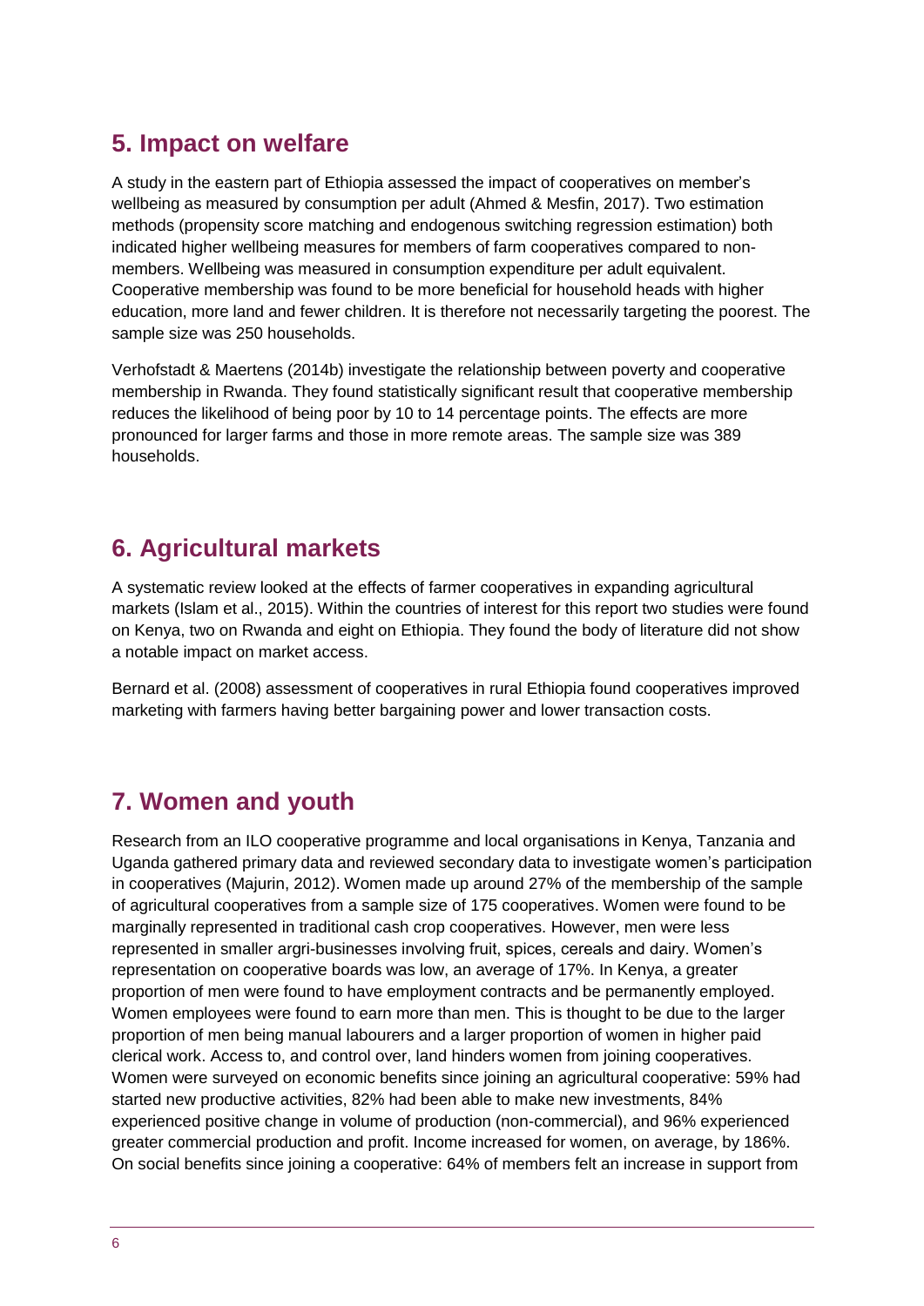## 5. Impact on welfare

A study in the eastern part of Ethiopia assessed the impact of cooperatives on member's wellbeing as measured by consumption per adult (Ahmed & Mesfin, 2017). Two estimation methods (propensity score matching and endogenous switching regression estimation) both indicated higher wellbeing measures for members of farm cooperatives compared to non-members. Wellbeing was measured in consumption expenditure per adult equivalent. Cooperative membership was found to be more beneficial for household heads with higher education, more land and fewer children. It is therefore not necessarily targeting the poorest. The sample size was 250 households.

Verhofstadt & Maertens (2014b) investigate the relationship between poverty and cooperative membership in Rwanda. They found statistically significant result that cooperative membership reduces the likelihood of being poor by 10 to 14 percentage points. The effects are more pronounced for larger farms and those in more remote areas. The sample size was 389 households.

## 6. Agricultural markets

A systematic review looked at the effects of farmer cooperatives in expanding agricultural markets (Islam et al., 2015). Within the countries of interest for this report two studies were found on Kenya, two on Rwanda and eight on Ethiopia. They found the body of literature did not show a notable impact on market access.

Bernard et al. (2008) assessment of cooperatives in rural Ethiopia found cooperatives improved marketing with farmers having better bargaining power and lower transaction costs.

## 7. Women and youth

Research from an ILO cooperative programme and local organisations in Kenya, Tanzania and Uganda gathered primary data and reviewed secondary data to investigate women's participation in cooperatives (Majurin, 2012). Women made up around 27% of the membership of the sample of agricultural cooperatives from a sample size of 175 cooperatives. Women were found to be marginally represented in traditional cash crop cooperatives. However, men were less represented in smaller argri-businesses involving fruit, spices, cereals and dairy. Women's representation on cooperative boards was low, an average of 17%. In Kenya, a greater proportion of men were found to have employment contracts and be permanently employed. Women employees were found to earn more than men. This is thought to be due to the larger proportion of men being manual labourers and a larger proportion of women in higher paid clerical work. Access to, and control over, land hinders women from joining cooperatives. Women were surveyed on economic benefits since joining an agricultural cooperative: 59% had started new productive activities, 82% had been able to make new investments, 84% experienced positive change in volume of production (non-commercial), and 96% experienced greater commercial production and profit. Income increased for women, on average, by 186%. On social benefits since joining a cooperative: 64% of members felt an increase in support from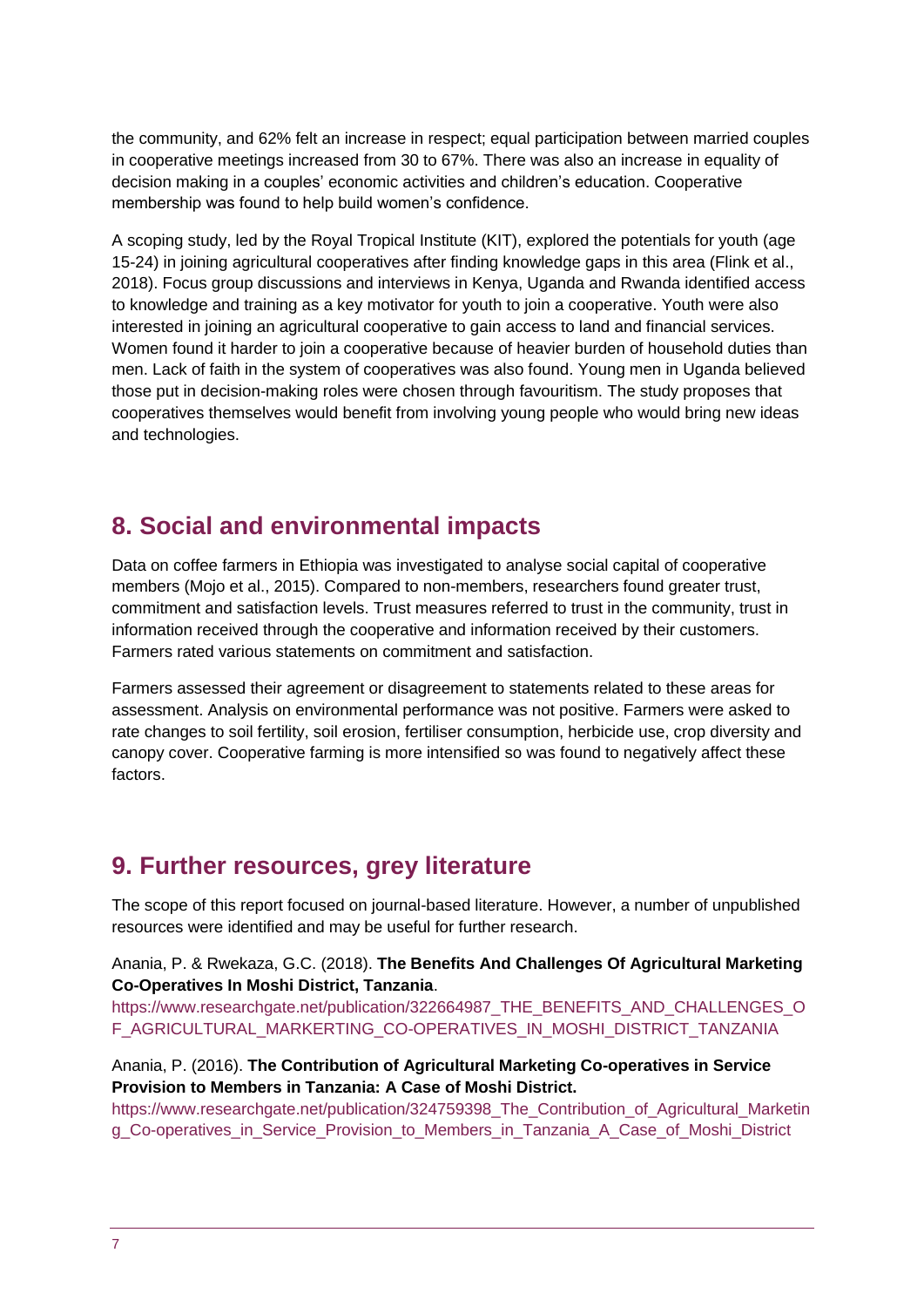the community, and 62% felt an increase in respect; equal participation between married couples in cooperative meetings increased from 30 to 67%. There was also an increase in equality of decision making in a couples' economic activities and children's education. Cooperative membership was found to help build women's confidence.

A scoping study, led by the Royal Tropical Institute (KIT), explored the potentials for youth (age 15-24) in joining agricultural cooperatives after finding knowledge gaps in this area (Flink et al., 2018). Focus group discussions and interviews in Kenya, Uganda and Rwanda identified access to knowledge and training as a key motivator for youth to join a cooperative. Youth were also interested in joining an agricultural cooperative to gain access to land and financial services. Women found it harder to join a cooperative because of heavier burden of household duties than men. Lack of faith in the system of cooperatives was also found. Young men in Uganda believed those put in decision-making roles were chosen through favouritism. The study proposes that cooperatives themselves would benefit from involving young people who would bring new ideas and technologies.

## 8. Social and environmental impacts

Data on coffee farmers in Ethiopia was investigated to analyse social capital of cooperative members (Mojo et al., 2015). Compared to non-members, researchers found greater trust, commitment and satisfaction levels. Trust measures referred to trust in the community, trust in information received through the cooperative and information received by their customers. Farmers rated various statements on commitment and satisfaction.

Farmers assessed their agreement or disagreement to statements related to these areas for assessment. Analysis on environmental performance was not positive. Farmers were asked to rate changes to soil fertility, soil erosion, fertiliser consumption, herbicide use, crop diversity and canopy cover. Cooperative farming is more intensified so was found to negatively affect these factors.

## 9. Further resources, grey literature

The scope of this report focused on journal-based literature. However, a number of unpublished resources were identified and may be useful for further research.

Anania, P. & Rwekaza, G.C. (2018). **The Benefits And Challenges Of Agricultural Marketing Co-Operatives In Moshi District, Tanzania**.
https://www.researchgate.net/publication/322664987_THE_BENEFITS_AND_CHALLENGES_OF_AGRICULTURAL_MARKERTING_CO-OPERATIVES_IN_MOSHI_DISTRICT_TANZANIA

Anania, P. (2016). **The Contribution of Agricultural Marketing Co-operatives in Service Provision to Members in Tanzania: A Case of Moshi District.**
https://www.researchgate.net/publication/324759398_The_Contribution_of_Agricultural_Marketing_Co-operatives_in_Service_Provision_to_Members_in_Tanzania_A_Case_of_Moshi_District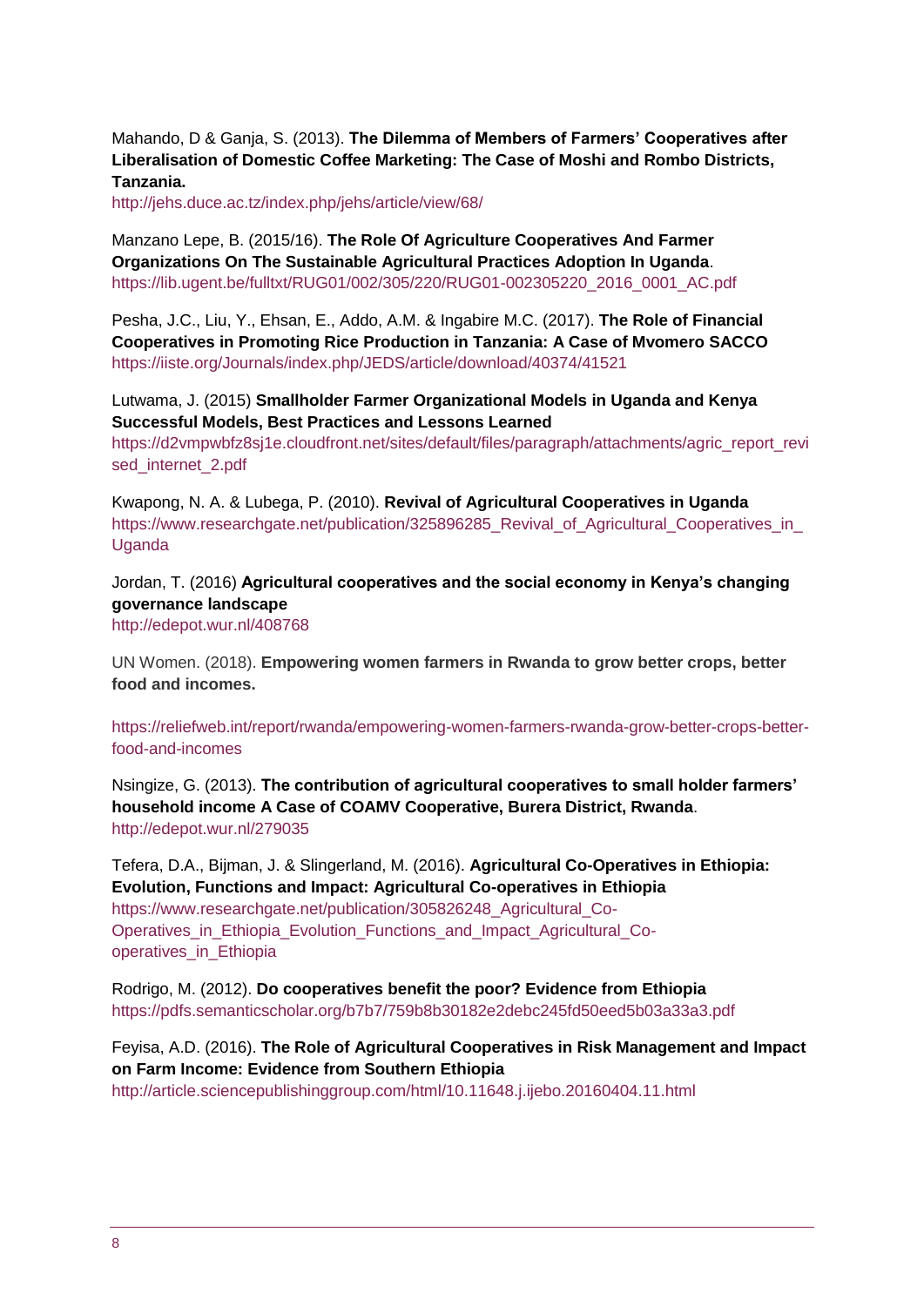Mahando, D & Ganja, S. (2013). **The Dilemma of Members of Farmers' Cooperatives after Liberalisation of Domestic Coffee Marketing: The Case of Moshi and Rombo Districts, Tanzania.**
http://jehs.duce.ac.tz/index.php/jehs/article/view/68/

Manzano Lepe, B. (2015/16). **The Role Of Agriculture Cooperatives And Farmer Organizations On The Sustainable Agricultural Practices Adoption In Uganda**.
https://lib.ugent.be/fulltxt/RUG01/002/305/220/RUG01-002305220_2016_0001_AC.pdf

Pesha, J.C., Liu, Y., Ehsan, E., Addo, A.M. & Ingabire M.C. (2017). **The Role of Financial Cooperatives in Promoting Rice Production in Tanzania: A Case of Mvomero SACCO**
https://iiste.org/Journals/index.php/JEDS/article/download/40374/41521

Lutwama, J. (2015) **Smallholder Farmer Organizational Models in Uganda and Kenya Successful Models, Best Practices and Lessons Learned**
https://d2vmpwbfz8sj1e.cloudfront.net/sites/default/files/paragraph/attachments/agric_report_revised_internet_2.pdf

Kwapong, N. A. & Lubega, P. (2010). **Revival of Agricultural Cooperatives in Uganda**
https://www.researchgate.net/publication/325896285_Revival_of_Agricultural_Cooperatives_in_Uganda

Jordan, T. (2016) **Agricultural cooperatives and the social economy in Kenya's changing governance landscape**
http://edepot.wur.nl/408768

UN Women. (2018). **Empowering women farmers in Rwanda to grow better crops, better food and incomes.**

https://reliefweb.int/report/rwanda/empowering-women-farmers-rwanda-grow-better-crops-better-food-and-incomes

Nsingize, G. (2013). **The contribution of agricultural cooperatives to small holder farmers' household income A Case of COAMV Cooperative, Burera District, Rwanda**.
http://edepot.wur.nl/279035

Tefera, D.A., Bijman, J. & Slingerland, M. (2016). **Agricultural Co-Operatives in Ethiopia: Evolution, Functions and Impact: Agricultural Co-operatives in Ethiopia**
https://www.researchgate.net/publication/305826248_Agricultural_Co-Operatives_in_Ethiopia_Evolution_Functions_and_Impact_Agricultural_Co-operatives_in_Ethiopia

Rodrigo, M. (2012). **Do cooperatives benefit the poor? Evidence from Ethiopia**
https://pdfs.semanticscholar.org/b7b7/759b8b30182e2debc245fd50eed5b03a33a3.pdf

Feyisa, A.D. (2016). **The Role of Agricultural Cooperatives in Risk Management and Impact on Farm Income: Evidence from Southern Ethiopia**
http://article.sciencepublishinggroup.com/html/10.11648.j.ijebo.20160404.11.html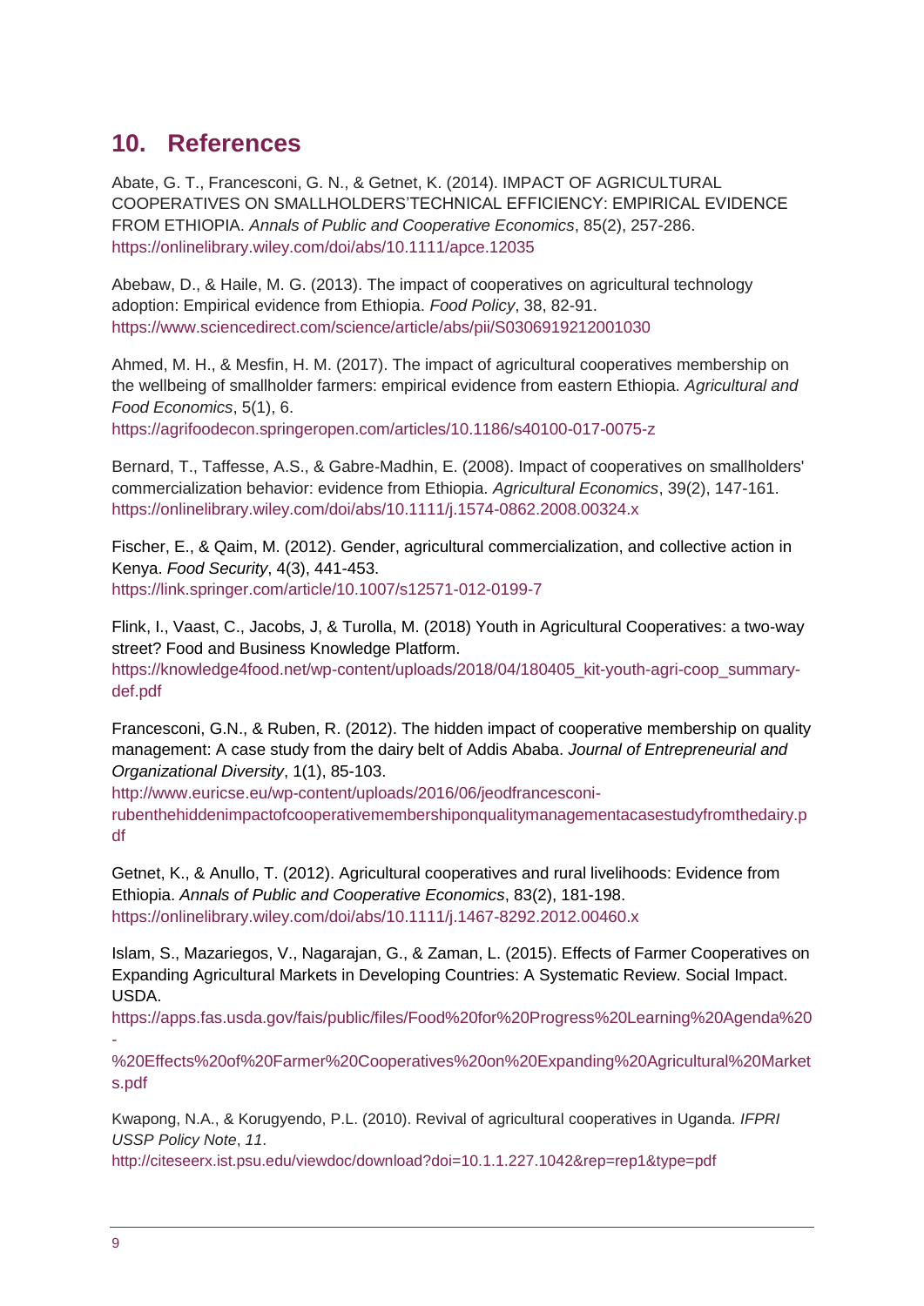## 10. References

Abate, G. T., Francesconi, G. N., & Getnet, K. (2014). IMPACT OF AGRICULTURAL COOPERATIVES ON SMALLHOLDERS'TECHNICAL EFFICIENCY: EMPIRICAL EVIDENCE FROM ETHIOPIA. *Annals of Public and Cooperative Economics*, 85(2), 257-286. https://onlinelibrary.wiley.com/doi/abs/10.1111/apce.12035

Abebaw, D., & Haile, M. G. (2013). The impact of cooperatives on agricultural technology adoption: Empirical evidence from Ethiopia. *Food Policy*, 38, 82-91. https://www.sciencedirect.com/science/article/abs/pii/S0306919212001030

Ahmed, M. H., & Mesfin, H. M. (2017). The impact of agricultural cooperatives membership on the wellbeing of smallholder farmers: empirical evidence from eastern Ethiopia. *Agricultural and Food Economics*, 5(1), 6. https://agrifoodecon.springeropen.com/articles/10.1186/s40100-017-0075-z

Bernard, T., Taffesse, A.S., & Gabre-Madhin, E. (2008). Impact of cooperatives on smallholders' commercialization behavior: evidence from Ethiopia. *Agricultural Economics*, 39(2), 147-161. https://onlinelibrary.wiley.com/doi/abs/10.1111/j.1574-0862.2008.00324.x

Fischer, E., & Qaim, M. (2012). Gender, agricultural commercialization, and collective action in Kenya. *Food Security*, 4(3), 441-453. https://link.springer.com/article/10.1007/s12571-012-0199-7

Flink, I., Vaast, C., Jacobs, J, & Turolla, M. (2018) Youth in Agricultural Cooperatives: a two-way street? Food and Business Knowledge Platform. https://knowledge4food.net/wp-content/uploads/2018/04/180405_kit-youth-agri-coop_summary-def.pdf

Francesconi, G.N., & Ruben, R. (2012). The hidden impact of cooperative membership on quality management: A case study from the dairy belt of Addis Ababa. *Journal of Entrepreneurial and Organizational Diversity*, 1(1), 85-103. http://www.euricse.eu/wp-content/uploads/2016/06/jeodfrancesconi-rubenthehiddenimpactofcooperativemembershiponqualitymanagementacasestudyfromthedairy.pdf

Getnet, K., & Anullo, T. (2012). Agricultural cooperatives and rural livelihoods: Evidence from Ethiopia. *Annals of Public and Cooperative Economics*, 83(2), 181-198. https://onlinelibrary.wiley.com/doi/abs/10.1111/j.1467-8292.2012.00460.x

Islam, S., Mazariegos, V., Nagarajan, G., & Zaman, L. (2015). Effects of Farmer Cooperatives on Expanding Agricultural Markets in Developing Countries: A Systematic Review. Social Impact. USDA. https://apps.fas.usda.gov/fais/public/files/Food%20for%20Progress%20Learning%20Agenda%20-%20Effects%20of%20Farmer%20Cooperatives%20on%20Expanding%20Agricultural%20Markets.pdf

Kwapong, N.A., & Korugyendo, P.L. (2010). Revival of agricultural cooperatives in Uganda. *IFPRI USSP Policy Note*, *11*. http://citeseerx.ist.psu.edu/viewdoc/download?doi=10.1.1.227.1042&rep=rep1&type=pdf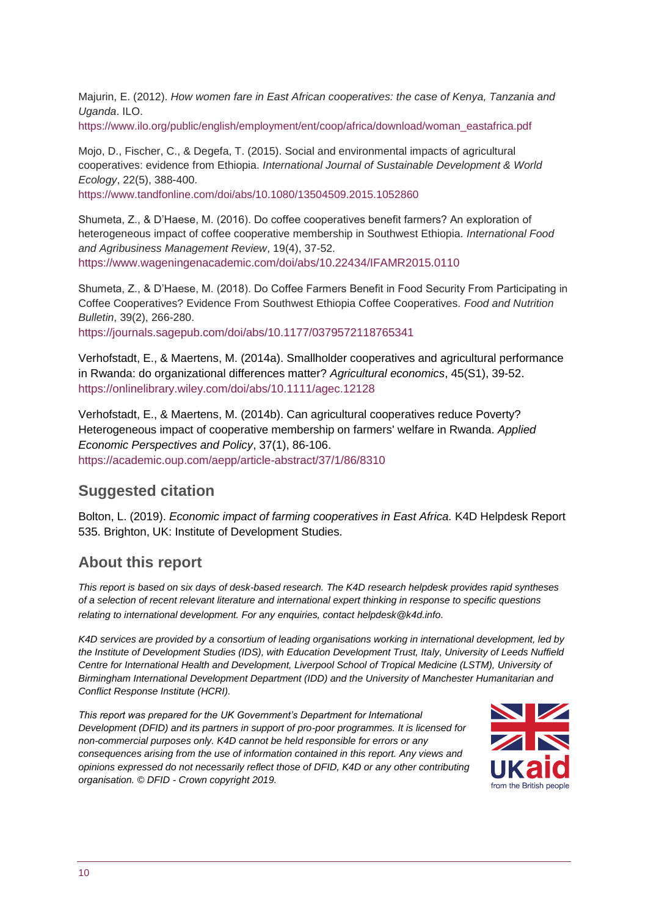Majurin, E. (2012). *How women fare in East African cooperatives: the case of Kenya, Tanzania and Uganda*. ILO.
https://www.ilo.org/public/english/employment/ent/coop/africa/download/woman_eastafrica.pdf

Mojo, D., Fischer, C., & Degefa, T. (2015). Social and environmental impacts of agricultural cooperatives: evidence from Ethiopia. *International Journal of Sustainable Development & World Ecology*, 22(5), 388-400.
https://www.tandfonline.com/doi/abs/10.1080/13504509.2015.1052860

Shumeta, Z., & D'Haese, M. (2016). Do coffee cooperatives benefit farmers? An exploration of heterogeneous impact of coffee cooperative membership in Southwest Ethiopia. *International Food and Agribusiness Management Review*, 19(4), 37-52.
https://www.wageningenacademic.com/doi/abs/10.22434/IFAMR2015.0110

Shumeta, Z., & D'Haese, M. (2018). Do Coffee Farmers Benefit in Food Security From Participating in Coffee Cooperatives? Evidence From Southwest Ethiopia Coffee Cooperatives. *Food and Nutrition Bulletin*, 39(2), 266-280.
https://journals.sagepub.com/doi/abs/10.1177/0379572118765341

Verhofstadt, E., & Maertens, M. (2014a). Smallholder cooperatives and agricultural performance in Rwanda: do organizational differences matter? *Agricultural economics*, 45(S1), 39-52.
https://onlinelibrary.wiley.com/doi/abs/10.1111/agec.12128

Verhofstadt, E., & Maertens, M. (2014b). Can agricultural cooperatives reduce Poverty? Heterogeneous impact of cooperative membership on farmers' welfare in Rwanda. *Applied Economic Perspectives and Policy*, 37(1), 86-106.
https://academic.oup.com/aepp/article-abstract/37/1/86/8310

## Suggested citation

Bolton, L. (2019). *Economic impact of farming cooperatives in East Africa.* K4D Helpdesk Report 535. Brighton, UK: Institute of Development Studies.

## About this report

*This report is based on six days of desk-based research. The K4D research helpdesk provides rapid syntheses of a selection of recent relevant literature and international expert thinking in response to specific questions relating to international development. For any enquiries, contact helpdesk@k4d.info.*

*K4D services are provided by a consortium of leading organisations working in international development, led by the Institute of Development Studies (IDS), with Education Development Trust, Italy, University of Leeds Nuffield Centre for International Health and Development, Liverpool School of Tropical Medicine (LSTM), University of Birmingham International Development Department (IDD) and the University of Manchester Humanitarian and Conflict Response Institute (HCRI).*

*This report was prepared for the UK Government's Department for International Development (DFID) and its partners in support of pro-poor programmes. It is licensed for non-commercial purposes only. K4D cannot be held responsible for errors or any consequences arising from the use of information contained in this report. Any views and opinions expressed do not necessarily reflect those of DFID, K4D or any other contributing organisation. © DFID - Crown copyright 2019.*

UKaid
from the British people